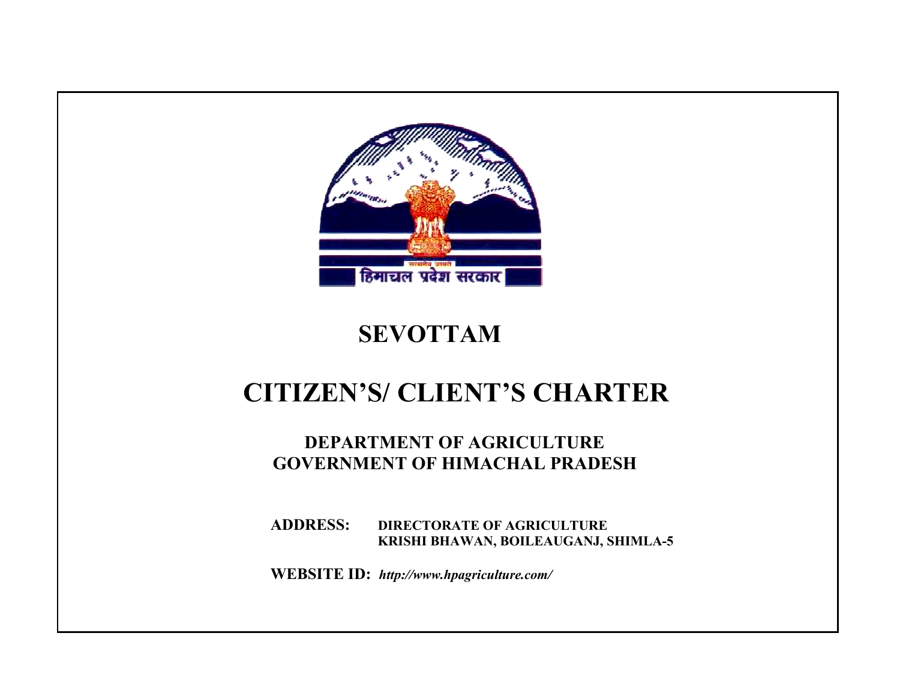सत्यमेव जयते
हिमाचल प्रदेश सरकार

# SEVOTTAM

# CITIZEN'S/ CLIENT'S CHARTER

## DEPARTMENT OF AGRICULTURE
## GOVERNMENT OF HIMACHAL PRADESH

**ADDRESS:** **DIRECTORATE OF AGRICULTURE**
**KRISHI BHAWAN, BOILEAUGANJ, SHIMLA-5**

**WEBSITE ID:** ***http://www.hpagriculture.com/***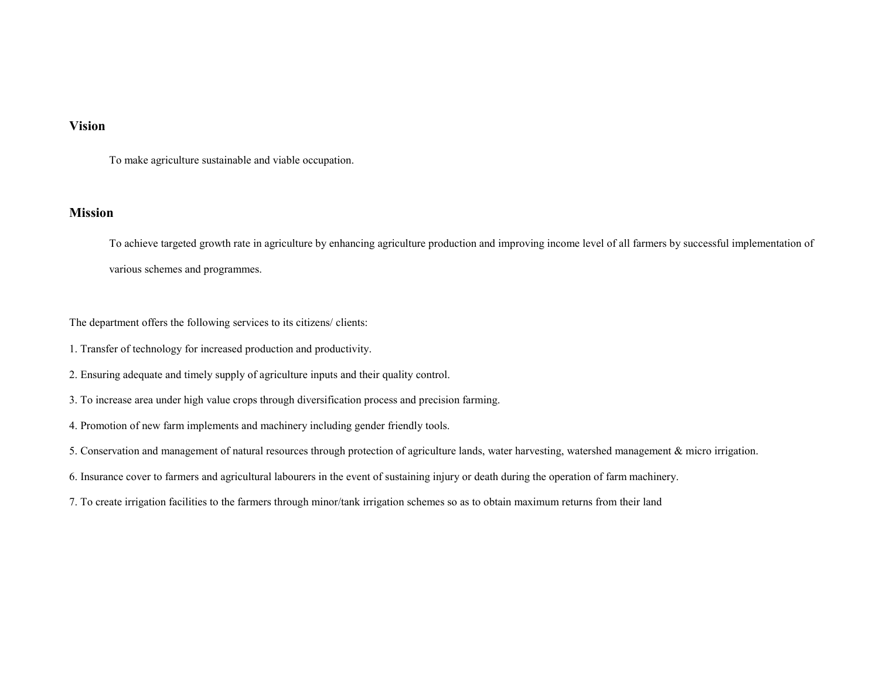## Vision

To make agriculture sustainable and viable occupation.

## Mission

To achieve targeted growth rate in agriculture by enhancing agriculture production and improving income level of all farmers by successful implementation of various schemes and programmes.

The department offers the following services to its citizens/ clients:

1. Transfer of technology for increased production and productivity.
2. Ensuring adequate and timely supply of agriculture inputs and their quality control.
3. To increase area under high value crops through diversification process and precision farming.
4. Promotion of new farm implements and machinery including gender friendly tools.
5. Conservation and management of natural resources through protection of agriculture lands, water harvesting, watershed management & micro irrigation.
6. Insurance cover to farmers and agricultural labourers in the event of sustaining injury or death during the operation of farm machinery.
7. To create irrigation facilities to the farmers through minor/tank irrigation schemes so as to obtain maximum returns from their land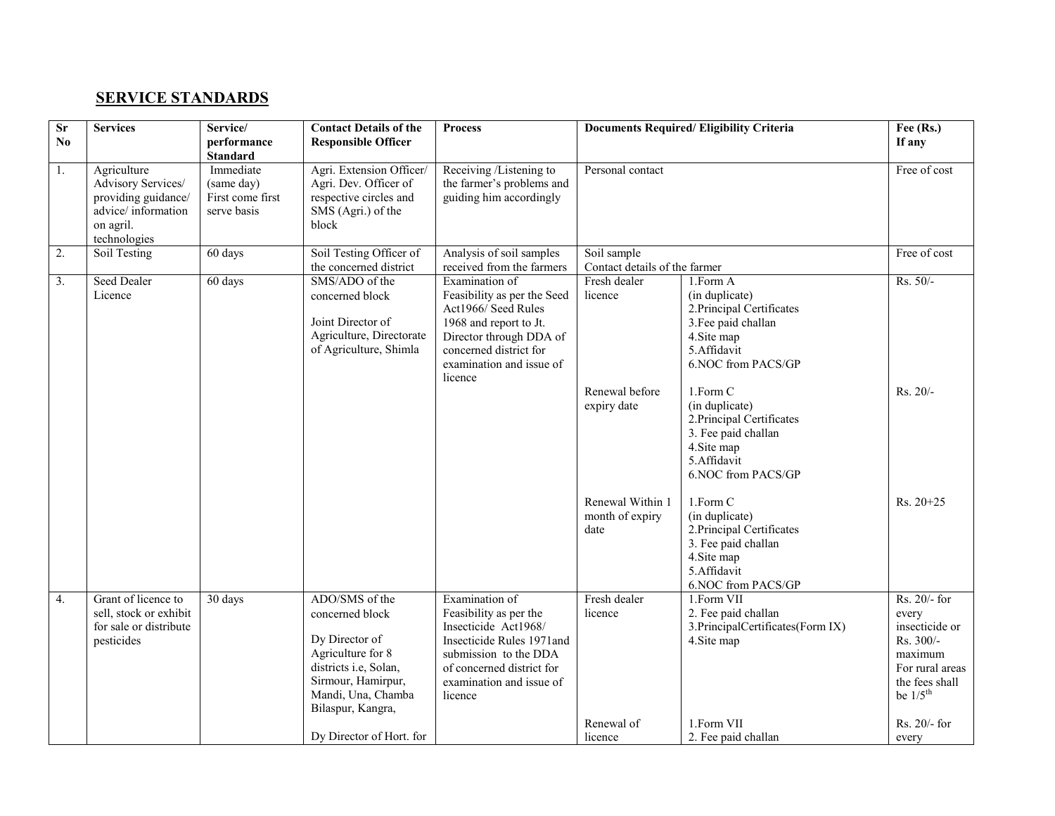## SERVICE STANDARDS

| Sr No | Services | Service/ performance Standard | Contact Details of the Responsible Officer | Process | Documents Required/ Eligibility Criteria | | Fee (Rs.) If any |
|---|---|---|---|---|---|---|---|
| 1. | Agriculture Advisory Services/ providing guidance/ advice/ information on agril. technologies | Immediate (same day) First come first serve basis | Agri. Extension Officer/ Agri. Dev. Officer of respective circles and SMS (Agri.) of the block | Receiving /Listening to the farmer's problems and guiding him accordingly | Personal contact | | Free of cost |
| 2. | Soil Testing | 60 days | Soil Testing Officer of the concerned district | Analysis of soil samples received from the farmers | Soil sample<br>Contact details of the farmer | | Free of cost |
| 3. | Seed Dealer Licence | 60 days | SMS/ADO of the concerned block<br><br>Joint Director of Agriculture, Directorate of Agriculture, Shimla | Examination of Feasibility as per the Seed Act1966/ Seed Rules 1968 and report to Jt. Director through DDA of concerned district for examination and issue of licence | Fresh dealer licence | 1.Form A (in duplicate)<br>2.Principal Certificates<br>3.Fee paid challan<br>4.Site map<br>5.Affidavit<br>6.NOC from PACS/GP | Rs. 50/- |
| | | | | | Renewal before expiry date | 1.Form C (in duplicate)<br>2.Principal Certificates<br>3. Fee paid challan<br>4.Site map<br>5.Affidavit<br>6.NOC from PACS/GP | Rs. 20/- |
| | | | | | Renewal Within 1 month of expiry date | 1.Form C (in duplicate)<br>2.Principal Certificates<br>3. Fee paid challan<br>4.Site map<br>5.Affidavit<br>6.NOC from PACS/GP | Rs. 20+25 |
| 4. | Grant of licence to sell, stock or exhibit for sale or distribute pesticides | 30 days | ADO/SMS of the concerned block<br><br>Dy Director of Agriculture for 8 districts i.e, Solan, Sirmour, Hamirpur, Mandi, Una, Chamba Bilaspur, Kangra,<br><br>Dy Director of Hort. for | Examination of Feasibility as per the Insecticide Act1968/ Insecticide Rules 1971and submission to the DDA of concerned district for examination and issue of licence | Fresh dealer licence | 1.Form VII<br>2. Fee paid challan<br>3.PrincipalCertificates(Form IX)<br>4.Site map | Rs. 20/- for every insecticide or Rs. 300/- maximum For rural areas the fees shall be 1/5th |
| | | | | | Renewal of licence | 1.Form VII<br>2. Fee paid challan | Rs. 20/- for every |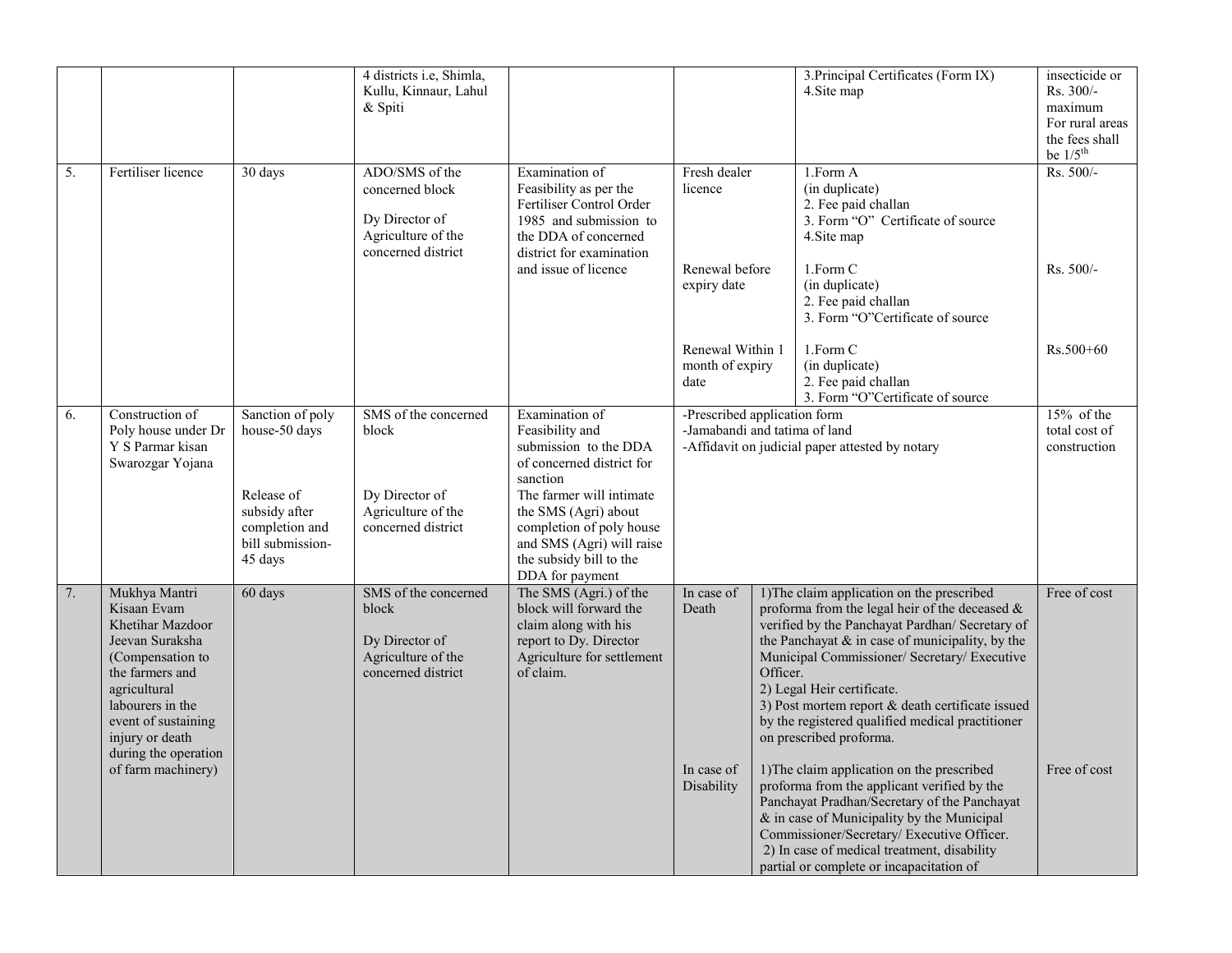|  |  |  |  |  |  |  |  |
|---|---|---|---|---|---|---|---|
|  |  |  | 4 districts i.e, Shimla, Kullu, Kinnaur, Lahul & Spiti |  |  | 3.Principal Certificates (Form IX)<br>4.Site map | insecticide or Rs. 300/- maximum For rural areas the fees shall be 1/5th |
| 5. | Fertiliser licence | 30 days | ADO/SMS of the concerned block<br><br>Dy Director of Agriculture of the concerned district | Examination of Feasibility as per the Fertiliser Control Order 1985 and submission to the DDA of concerned district for examination and issue of licence | Fresh dealer licence | 1.Form A (in duplicate)<br>2. Fee paid challan<br>3. Form "O" Certificate of source<br>4.Site map | Rs. 500/- |
|  |  |  |  |  | Renewal before expiry date | 1.Form C (in duplicate)<br>2. Fee paid challan<br>3. Form "O"Certificate of source | Rs. 500/- |
|  |  |  |  |  | Renewal Within 1 month of expiry date | 1.Form C (in duplicate)<br>2. Fee paid challan<br>3. Form "O"Certificate of source | Rs.500+60 |
| 6. | Construction of Poly house under Dr Y S Parmar kisan Swarozgar Yojana | Sanction of poly house-50 days | SMS of the concerned block | Examination of Feasibility and submission to the DDA of concerned district for sanction | -Prescribed application form<br>-Jamabandi and tatima of land<br>-Affidavit on judicial paper attested by notary |  | 15% of the total cost of construction |
|  |  | Release of subsidy after completion and bill submission- 45 days | Dy Director of Agriculture of the concerned district | The farmer will intimate the SMS (Agri) about completion of poly house and SMS (Agri) will raise the subsidy bill to the DDA for payment |  |  |  |
| 7. | Mukhya Mantri Kisaan Evam Khetihar Mazdoor Jeevan Suraksha (Compensation to the farmers and agricultural labourers in the event of sustaining injury or death during the operation of farm machinery) | 60 days | SMS of the concerned block<br><br>Dy Director of Agriculture of the concerned district | The SMS (Agri.) of the block will forward the claim along with his report to Dy. Director Agriculture for settlement of claim. | In case of Death | 1)The claim application on the prescribed proforma from the legal heir of the deceased & verified by the Panchayat Pardhan/ Secretary of the Panchayat & in case of municipality, by the Municipal Commissioner/ Secretary/ Executive Officer.<br>2) Legal Heir certificate.<br>3) Post mortem report & death certificate issued by the registered qualified medical practitioner on prescribed proforma. | Free of cost |
|  |  |  |  |  | In case of Disability | 1)The claim application on the prescribed proforma from the applicant verified by the Panchayat Pradhan/Secretary of the Panchayat & in case of Municipality by the Municipal Commissioner/Secretary/ Executive Officer.<br>2) In case of medical treatment, disability partial or complete or incapacitation of | Free of cost |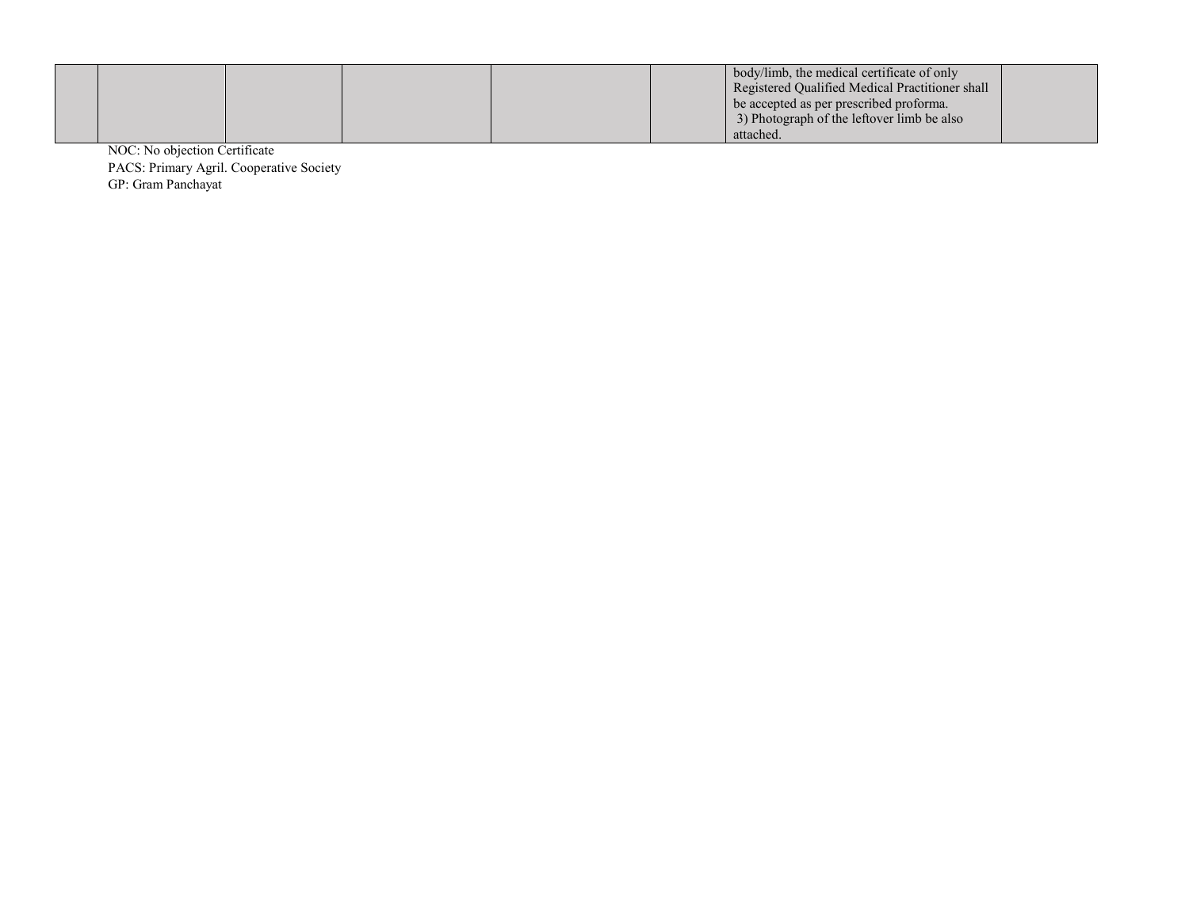| | | | | | | | |
|---|---|---|---|---|---|---|---|
| | | | | | | body/limb, the medical certificate of only Registered Qualified Medical Practitioner shall be accepted as per prescribed proforma.<br>3) Photograph of the leftover limb be also attached. | |

NOC: No objection Certificate
PACS: Primary Agril. Cooperative Society
GP: Gram Panchayat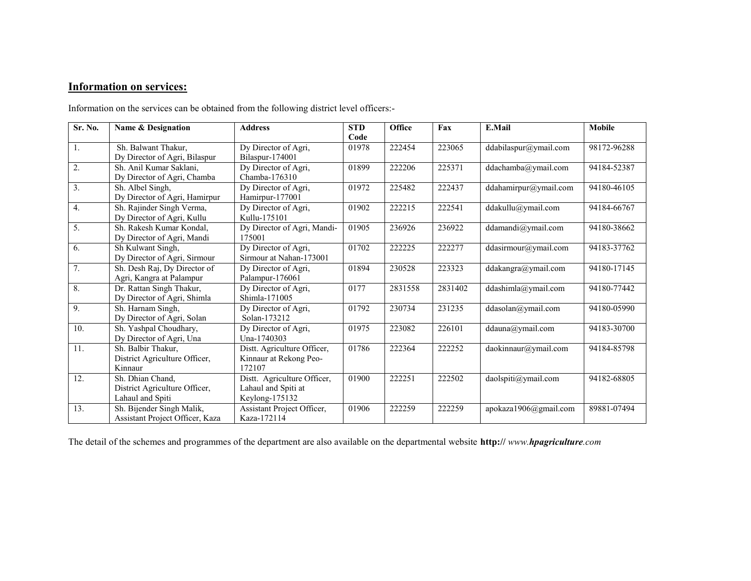## Information on services:

Information on the services can be obtained from the following district level officers:-

| Sr. No. | Name & Designation | Address | STD Code | Office | Fax | E.Mail | Mobile |
|---|---|---|---|---|---|---|---|
| 1. | Sh. Balwant Thakur, Dy Director of Agri, Bilaspur | Dy Director of Agri, Bilaspur-174001 | 01978 | 222454 | 223065 | ddabilaspur@ymail.com | 98172-96288 |
| 2. | Sh. Anil Kumar Saklani, Dy Director of Agri, Chamba | Dy Director of Agri, Chamba-176310 | 01899 | 222206 | 225371 | ddachamba@ymail.com | 94184-52387 |
| 3. | Sh. Albel Singh, Dy Director of Agri, Hamirpur | Dy Director of Agri, Hamirpur-177001 | 01972 | 225482 | 222437 | ddahamirpur@ymail.com | 94180-46105 |
| 4. | Sh. Rajinder Singh Verma, Dy Director of Agri, Kullu | Dy Director of Agri, Kullu-175101 | 01902 | 222215 | 222541 | ddakullu@ymail.com | 94184-66767 |
| 5. | Sh. Rakesh Kumar Kondal, Dy Director of Agri, Mandi | Dy Director of Agri, Mandi-175001 | 01905 | 236926 | 236922 | ddamandi@ymail.com | 94180-38662 |
| 6. | Sh Kulwant Singh, Dy Director of Agri, Sirmour | Dy Director of Agri, Sirmour at Nahan-173001 | 01702 | 222225 | 222277 | ddasirmour@ymail.com | 94183-37762 |
| 7. | Sh. Desh Raj, Dy Director of Agri, Kangra at Palampur | Dy Director of Agri, Palampur-176061 | 01894 | 230528 | 223323 | ddakangra@ymail.com | 94180-17145 |
| 8. | Dr. Rattan Singh Thakur, Dy Director of Agri, Shimla | Dy Director of Agri, Shimla-171005 | 0177 | 2831558 | 2831402 | ddashimla@ymail.com | 94180-77442 |
| 9. | Sh. Harnam Singh, Dy Director of Agri, Solan | Dy Director of Agri, Solan-173212 | 01792 | 230734 | 231235 | ddasolan@ymail.com | 94180-05990 |
| 10. | Sh. Yashpal Choudhary, Dy Director of Agri, Una | Dy Director of Agri, Una-1740303 | 01975 | 223082 | 226101 | ddauna@ymail.com | 94183-30700 |
| 11. | Sh. Balbir Thakur, District Agriculture Officer, Kinnaur | Distt. Agriculture Officer, Kinnaur at Rekong Peo-172107 | 01786 | 222364 | 222252 | daokinnaur@ymail.com | 94184-85798 |
| 12. | Sh. Dhian Chand, District Agriculture Officer, Lahaul and Spiti | Distt. Agriculture Officer, Lahaul and Spiti at Keylong-175132 | 01900 | 222251 | 222502 | daolspiti@ymail.com | 94182-68805 |
| 13. | Sh. Bijender Singh Malik, Assistant Project Officer, Kaza | Assistant Project Officer, Kaza-172114 | 01906 | 222259 | 222259 | apokaza1906@gmail.com | 89881-07494 |

The detail of the schemes and programmes of the department are also available on the departmental website **http://** *www.**hpagriculture**.com*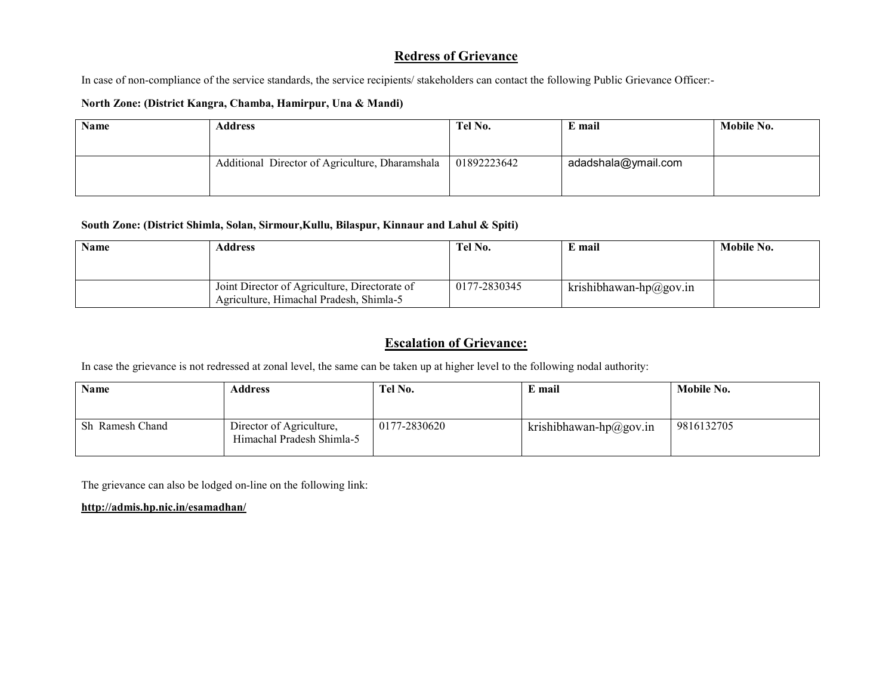## Redress of Grievance

In case of non-compliance of the service standards, the service recipients/ stakeholders can contact the following Public Grievance Officer:-

**North Zone: (District Kangra, Chamba, Hamirpur, Una & Mandi)**

| Name | Address | Tel No. | E mail | Mobile No. |
|---|---|---|---|---|
| | Additional Director of Agriculture, Dharamshala | 01892223642 | adadshala@ymail.com | |

**South Zone: (District Shimla, Solan, Sirmour,Kullu, Bilaspur, Kinnaur and Lahul & Spiti)**

| Name | Address | Tel No. | E mail | Mobile No. |
|---|---|---|---|---|
| | Joint Director of Agriculture, Directorate of Agriculture, Himachal Pradesh, Shimla-5 | 0177-2830345 | krishibhawan-hp@gov.in | |

## Escalation of Grievance:

In case the grievance is not redressed at zonal level, the same can be taken up at higher level to the following nodal authority:

| Name | Address | Tel No. | E mail | Mobile No. |
|---|---|---|---|---|
| Sh Ramesh Chand | Director of Agriculture, Himachal Pradesh Shimla-5 | 0177-2830620 | krishibhawan-hp@gov.in | 9816132705 |

The grievance can also be lodged on-line on the following link:

**http://admis.hp.nic.in/esamadhan/**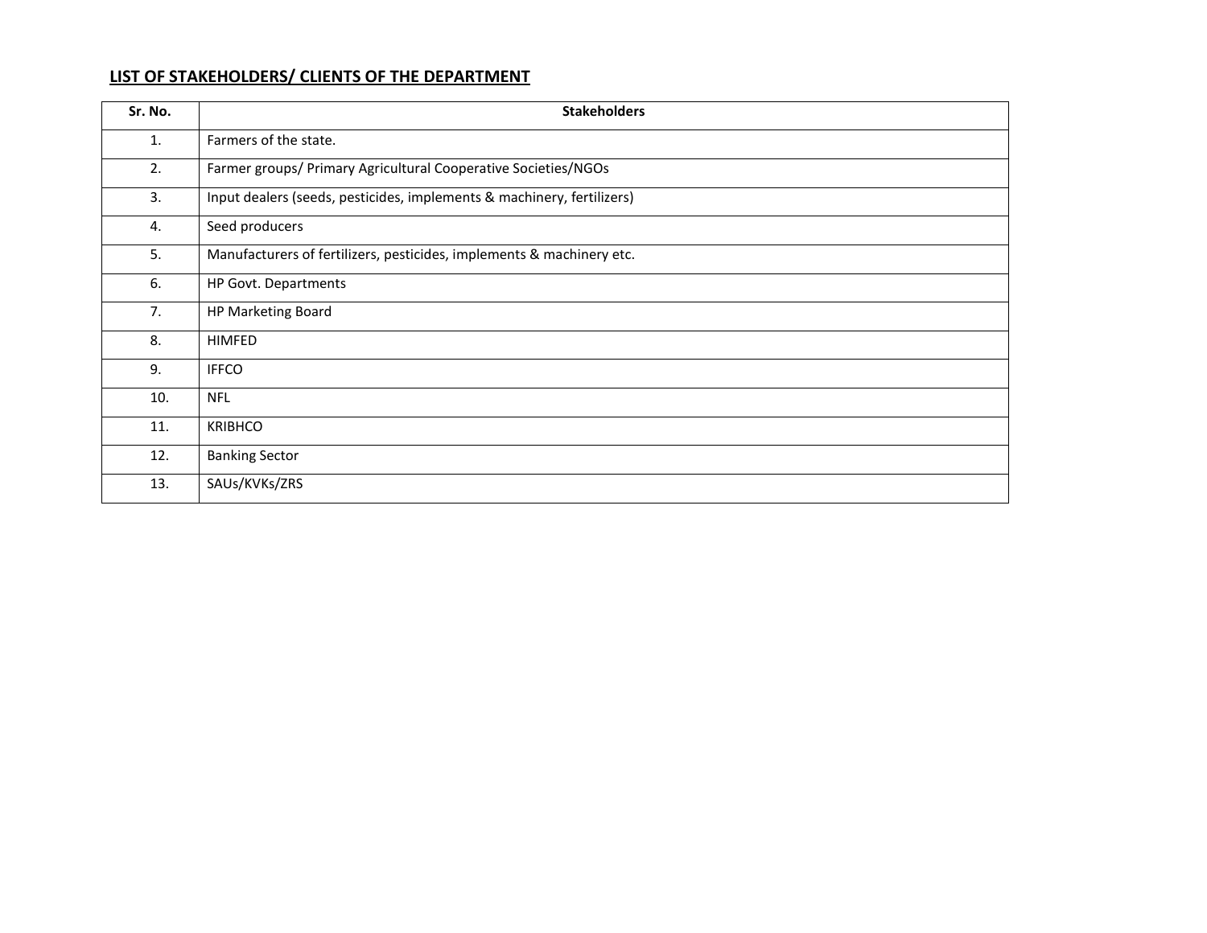## LIST OF STAKEHOLDERS/ CLIENTS OF THE DEPARTMENT

| Sr. No. | Stakeholders |
|---|---|
| 1. | Farmers of the state. |
| 2. | Farmer groups/ Primary Agricultural Cooperative Societies/NGOs |
| 3. | Input dealers (seeds, pesticides, implements & machinery, fertilizers) |
| 4. | Seed producers |
| 5. | Manufacturers of fertilizers, pesticides, implements & machinery etc. |
| 6. | HP Govt. Departments |
| 7. | HP Marketing Board |
| 8. | HIMFED |
| 9. | IFFCO |
| 10. | NFL |
| 11. | KRIBHCO |
| 12. | Banking Sector |
| 13. | SAUs/KVKs/ZRS |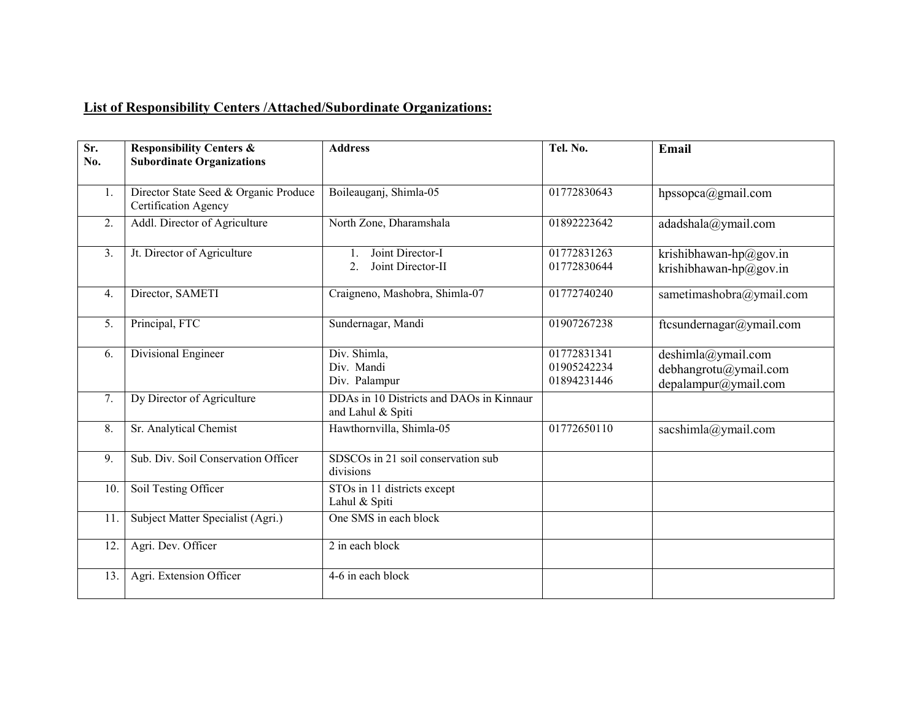**List of Responsibility Centers /Attached/Subordinate Organizations:**

| Sr. No. | Responsibility Centers & Subordinate Organizations | Address | Tel. No. | Email |
|---|---|---|---|---|
| 1. | Director State Seed & Organic Produce Certification Agency | Boileauganj, Shimla-05 | 01772830643 | hpssopca@gmail.com |
| 2. | Addl. Director of Agriculture | North Zone, Dharamshala | 01892223642 | adadshala@ymail.com |
| 3. | Jt. Director of Agriculture | 1. Joint Director-I<br>2. Joint Director-II | 01772831263<br>01772830644 | krishibhawan-hp@gov.in<br>krishibhawan-hp@gov.in |
| 4. | Director, SAMETI | Craigneno, Mashobra, Shimla-07 | 01772740240 | sametimashobra@ymail.com |
| 5. | Principal, FTC | Sundernagar, Mandi | 01907267238 | ftcsundernagar@ymail.com |
| 6. | Divisional Engineer | Div. Shimla,<br>Div. Mandi<br>Div. Palampur | 01772831341<br>01905242234<br>01894231446 | deshimla@ymail.com<br>debhangrotu@ymail.com<br>depalampur@ymail.com |
| 7. | Dy Director of Agriculture | DDAs in 10 Districts and DAOs in Kinnaur and Lahul & Spiti | | |
| 8. | Sr. Analytical Chemist | Hawthornvilla, Shimla-05 | 01772650110 | sacshimla@ymail.com |
| 9. | Sub. Div. Soil Conservation Officer | SDSCOs in 21 soil conservation sub divisions | | |
| 10. | Soil Testing Officer | STOs in 11 districts except Lahul & Spiti | | |
| 11. | Subject Matter Specialist (Agri.) | One SMS in each block | | |
| 12. | Agri. Dev. Officer | 2 in each block | | |
| 13. | Agri. Extension Officer | 4-6 in each block | | |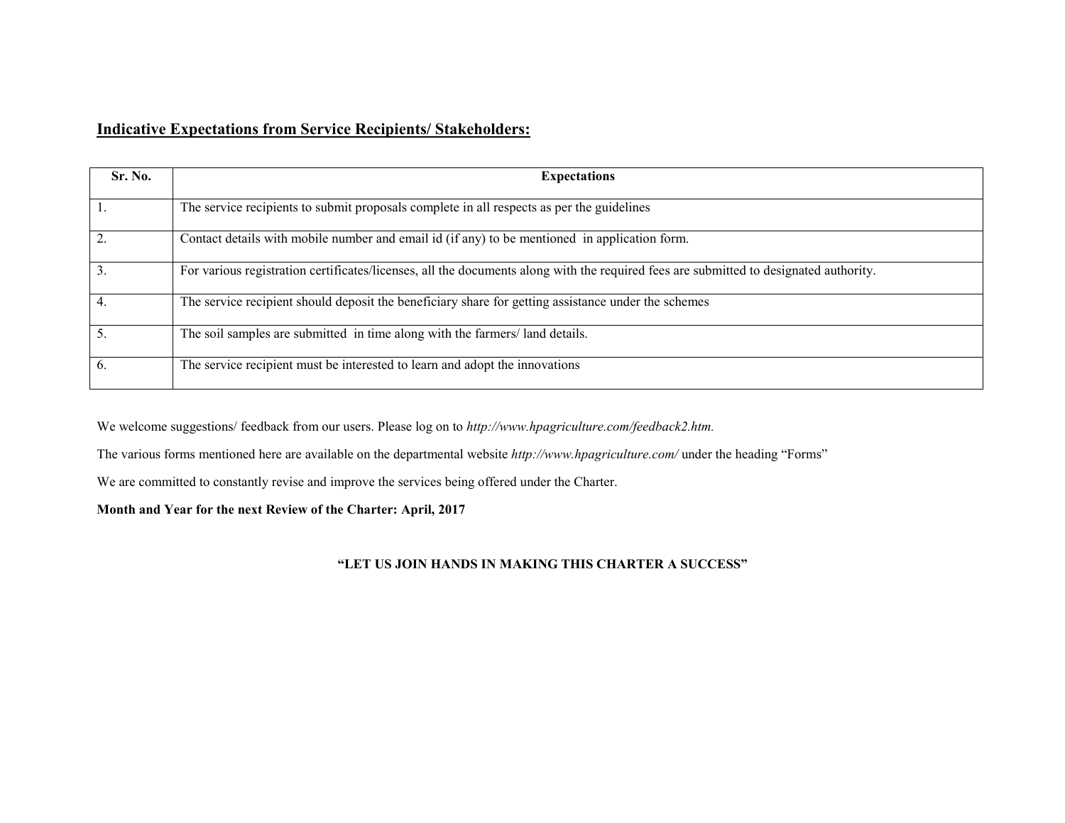## **Indicative Expectations from Service Recipients/ Stakeholders:**

| Sr. No. | Expectations |
|---|---|
| 1. | The service recipients to submit proposals complete in all respects as per the guidelines |
| 2. | Contact details with mobile number and email id (if any) to be mentioned in application form. |
| 3. | For various registration certificates/licenses, all the documents along with the required fees are submitted to designated authority. |
| 4. | The service recipient should deposit the beneficiary share for getting assistance under the schemes |
| 5. | The soil samples are submitted in time along with the farmers/ land details. |
| 6. | The service recipient must be interested to learn and adopt the innovations |

We welcome suggestions/ feedback from our users. Please log on to *http://www.hpagriculture.com/feedback2.htm.*

The various forms mentioned here are available on the departmental website *http://www.hpagriculture.com/* under the heading "Forms"

We are committed to constantly revise and improve the services being offered under the Charter.

**Month and Year for the next Review of the Charter: April, 2017**

**"LET US JOIN HANDS IN MAKING THIS CHARTER A SUCCESS"**